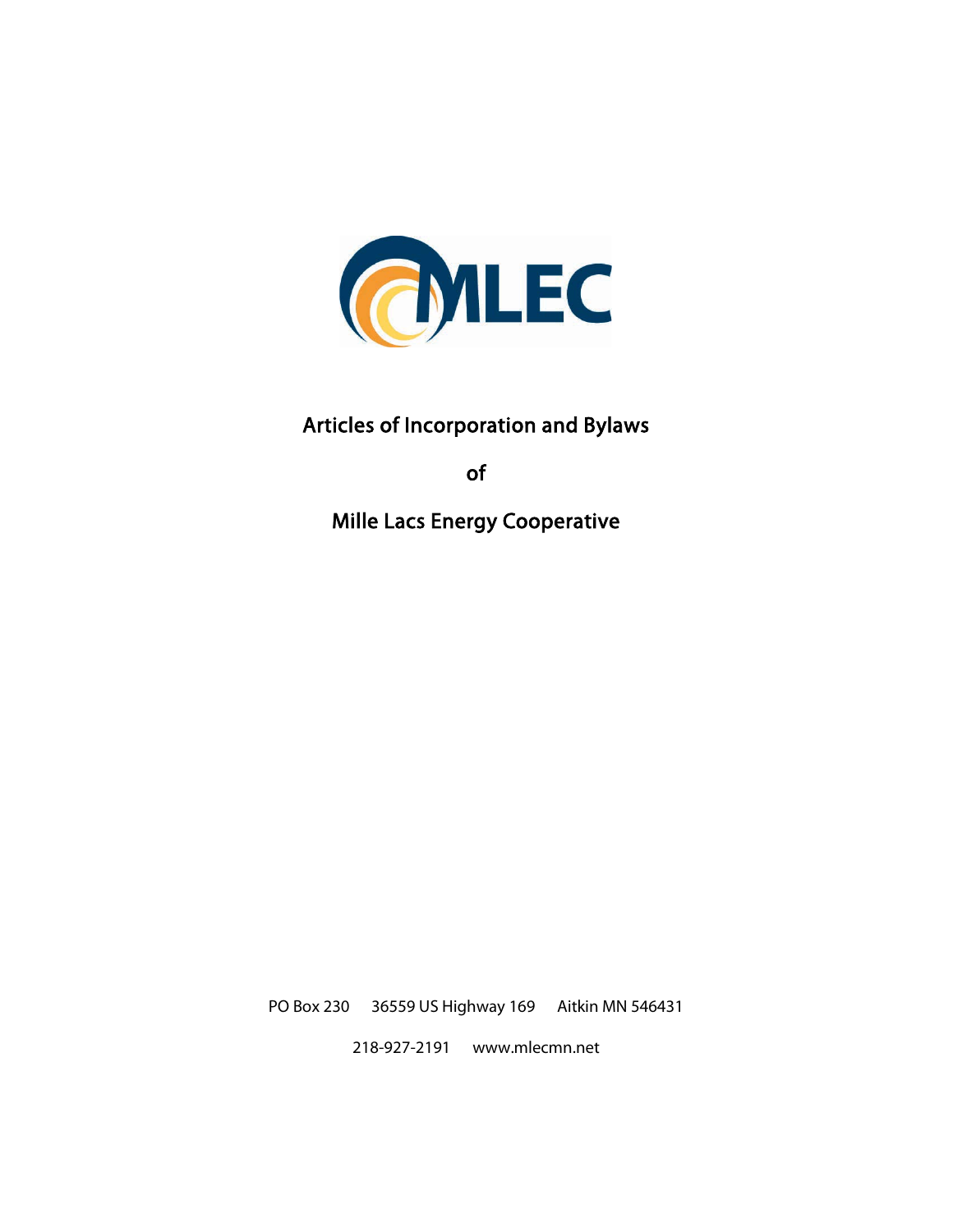MLEC

# Articles of Incorporation and Bylaws

## of

## Mille Lacs Energy Cooperative

PO Box 230     36559 US Highway 169     Aitkin MN 546431

218-927-2191     www.mlecmn.net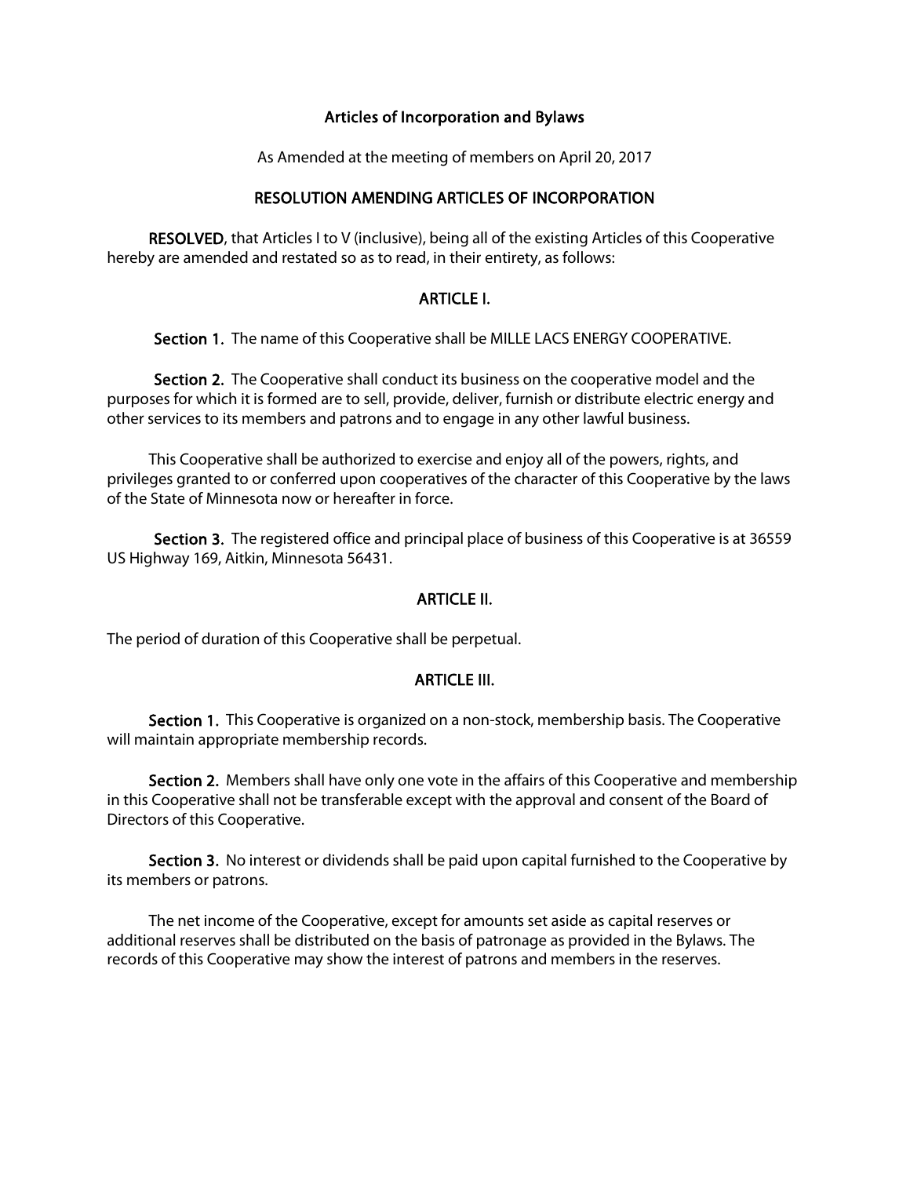# Articles of Incorporation and Bylaws

As Amended at the meeting of members on April 20, 2017

## RESOLUTION AMENDING ARTICLES OF INCORPORATION

**RESOLVED**, that Articles I to V (inclusive), being all of the existing Articles of this Cooperative hereby are amended and restated so as to read, in their entirety, as follows:

## ARTICLE I.

**Section 1.** The name of this Cooperative shall be MILLE LACS ENERGY COOPERATIVE.

**Section 2.** The Cooperative shall conduct its business on the cooperative model and the purposes for which it is formed are to sell, provide, deliver, furnish or distribute electric energy and other services to its members and patrons and to engage in any other lawful business.

This Cooperative shall be authorized to exercise and enjoy all of the powers, rights, and privileges granted to or conferred upon cooperatives of the character of this Cooperative by the laws of the State of Minnesota now or hereafter in force.

**Section 3.** The registered office and principal place of business of this Cooperative is at 36559 US Highway 169, Aitkin, Minnesota 56431.

## ARTICLE II.

The period of duration of this Cooperative shall be perpetual.

## ARTICLE III.

**Section 1.** This Cooperative is organized on a non-stock, membership basis. The Cooperative will maintain appropriate membership records.

**Section 2.** Members shall have only one vote in the affairs of this Cooperative and membership in this Cooperative shall not be transferable except with the approval and consent of the Board of Directors of this Cooperative.

**Section 3.** No interest or dividends shall be paid upon capital furnished to the Cooperative by its members or patrons.

The net income of the Cooperative, except for amounts set aside as capital reserves or additional reserves shall be distributed on the basis of patronage as provided in the Bylaws. The records of this Cooperative may show the interest of patrons and members in the reserves.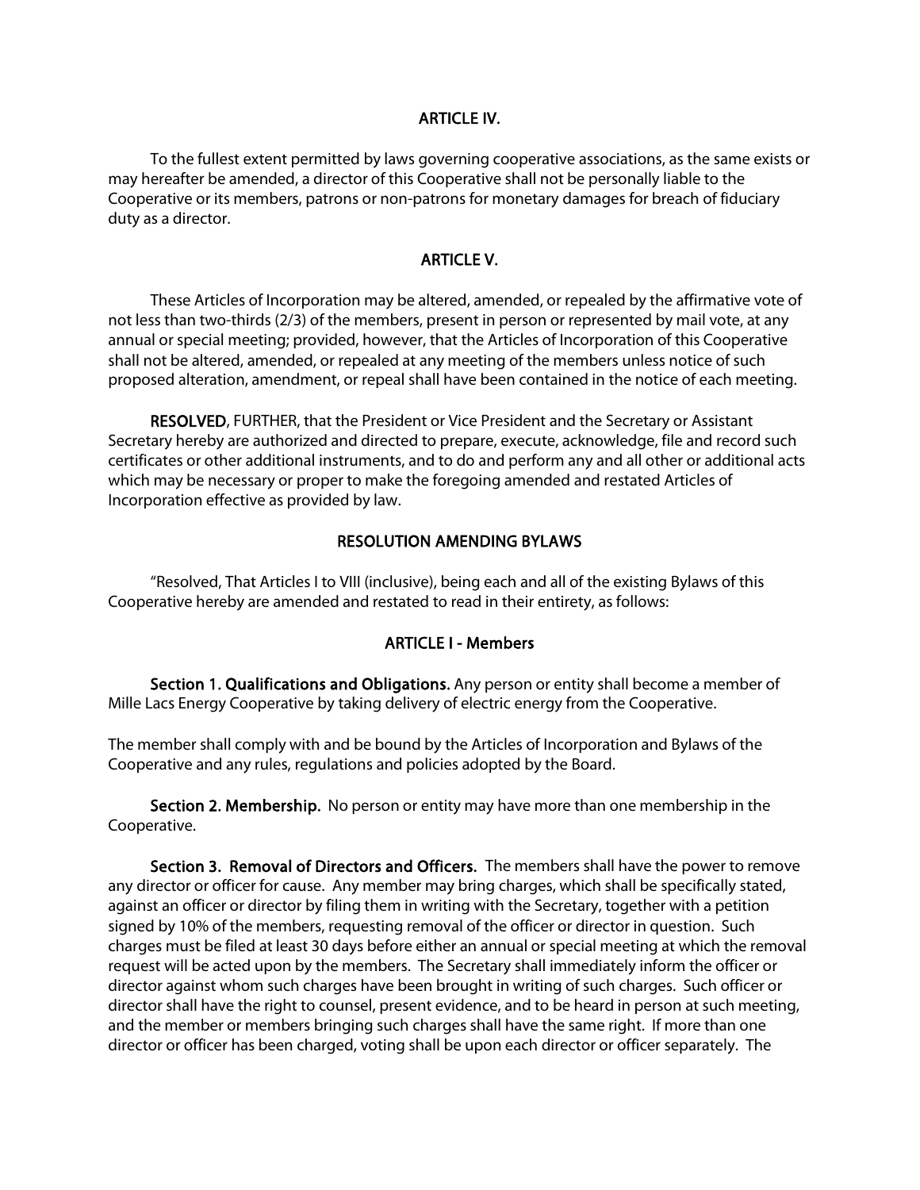## ARTICLE IV.

To the fullest extent permitted by laws governing cooperative associations, as the same exists or may hereafter be amended, a director of this Cooperative shall not be personally liable to the Cooperative or its members, patrons or non-patrons for monetary damages for breach of fiduciary duty as a director.

## ARTICLE V.

These Articles of Incorporation may be altered, amended, or repealed by the affirmative vote of not less than two-thirds (2/3) of the members, present in person or represented by mail vote, at any annual or special meeting; provided, however, that the Articles of Incorporation of this Cooperative shall not be altered, amended, or repealed at any meeting of the members unless notice of such proposed alteration, amendment, or repeal shall have been contained in the notice of each meeting.

**RESOLVED**, FURTHER, that the President or Vice President and the Secretary or Assistant Secretary hereby are authorized and directed to prepare, execute, acknowledge, file and record such certificates or other additional instruments, and to do and perform any and all other or additional acts which may be necessary or proper to make the foregoing amended and restated Articles of Incorporation effective as provided by law.

## RESOLUTION AMENDING BYLAWS

"Resolved, That Articles I to VIII (inclusive), being each and all of the existing Bylaws of this Cooperative hereby are amended and restated to read in their entirety, as follows:

## ARTICLE I - Members

**Section 1. Qualifications and Obligations.** Any person or entity shall become a member of Mille Lacs Energy Cooperative by taking delivery of electric energy from the Cooperative.

The member shall comply with and be bound by the Articles of Incorporation and Bylaws of the Cooperative and any rules, regulations and policies adopted by the Board.

**Section 2. Membership.** No person or entity may have more than one membership in the Cooperative.

**Section 3. Removal of Directors and Officers.** The members shall have the power to remove any director or officer for cause. Any member may bring charges, which shall be specifically stated, against an officer or director by filing them in writing with the Secretary, together with a petition signed by 10% of the members, requesting removal of the officer or director in question. Such charges must be filed at least 30 days before either an annual or special meeting at which the removal request will be acted upon by the members. The Secretary shall immediately inform the officer or director against whom such charges have been brought in writing of such charges. Such officer or director shall have the right to counsel, present evidence, and to be heard in person at such meeting, and the member or members bringing such charges shall have the same right. If more than one director or officer has been charged, voting shall be upon each director or officer separately. The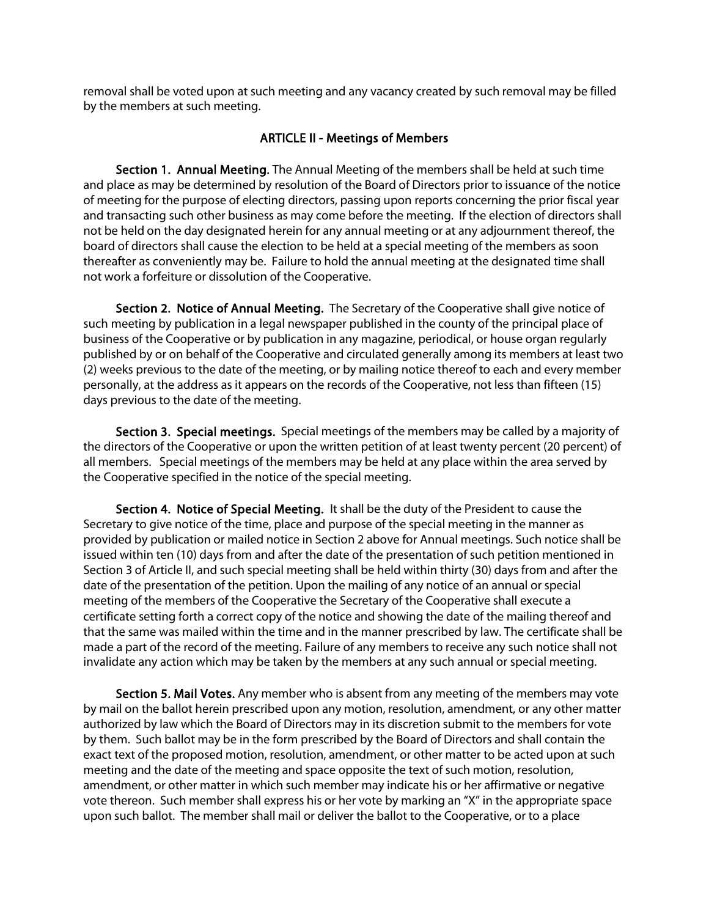removal shall be voted upon at such meeting and any vacancy created by such removal may be filled by the members at such meeting.

## ARTICLE II - Meetings of Members

**Section 1. Annual Meeting.** The Annual Meeting of the members shall be held at such time and place as may be determined by resolution of the Board of Directors prior to issuance of the notice of meeting for the purpose of electing directors, passing upon reports concerning the prior fiscal year and transacting such other business as may come before the meeting. If the election of directors shall not be held on the day designated herein for any annual meeting or at any adjournment thereof, the board of directors shall cause the election to be held at a special meeting of the members as soon thereafter as conveniently may be. Failure to hold the annual meeting at the designated time shall not work a forfeiture or dissolution of the Cooperative.

**Section 2. Notice of Annual Meeting.** The Secretary of the Cooperative shall give notice of such meeting by publication in a legal newspaper published in the county of the principal place of business of the Cooperative or by publication in any magazine, periodical, or house organ regularly published by or on behalf of the Cooperative and circulated generally among its members at least two (2) weeks previous to the date of the meeting, or by mailing notice thereof to each and every member personally, at the address as it appears on the records of the Cooperative, not less than fifteen (15) days previous to the date of the meeting.

**Section 3. Special meetings.** Special meetings of the members may be called by a majority of the directors of the Cooperative or upon the written petition of at least twenty percent (20 percent) of all members. Special meetings of the members may be held at any place within the area served by the Cooperative specified in the notice of the special meeting.

**Section 4. Notice of Special Meeting.** It shall be the duty of the President to cause the Secretary to give notice of the time, place and purpose of the special meeting in the manner as provided by publication or mailed notice in Section 2 above for Annual meetings. Such notice shall be issued within ten (10) days from and after the date of the presentation of such petition mentioned in Section 3 of Article II, and such special meeting shall be held within thirty (30) days from and after the date of the presentation of the petition. Upon the mailing of any notice of an annual or special meeting of the members of the Cooperative the Secretary of the Cooperative shall execute a certificate setting forth a correct copy of the notice and showing the date of the mailing thereof and that the same was mailed within the time and in the manner prescribed by law. The certificate shall be made a part of the record of the meeting. Failure of any members to receive any such notice shall not invalidate any action which may be taken by the members at any such annual or special meeting.

**Section 5. Mail Votes.** Any member who is absent from any meeting of the members may vote by mail on the ballot herein prescribed upon any motion, resolution, amendment, or any other matter authorized by law which the Board of Directors may in its discretion submit to the members for vote by them. Such ballot may be in the form prescribed by the Board of Directors and shall contain the exact text of the proposed motion, resolution, amendment, or other matter to be acted upon at such meeting and the date of the meeting and space opposite the text of such motion, resolution, amendment, or other matter in which such member may indicate his or her affirmative or negative vote thereon. Such member shall express his or her vote by marking an "X" in the appropriate space upon such ballot. The member shall mail or deliver the ballot to the Cooperative, or to a place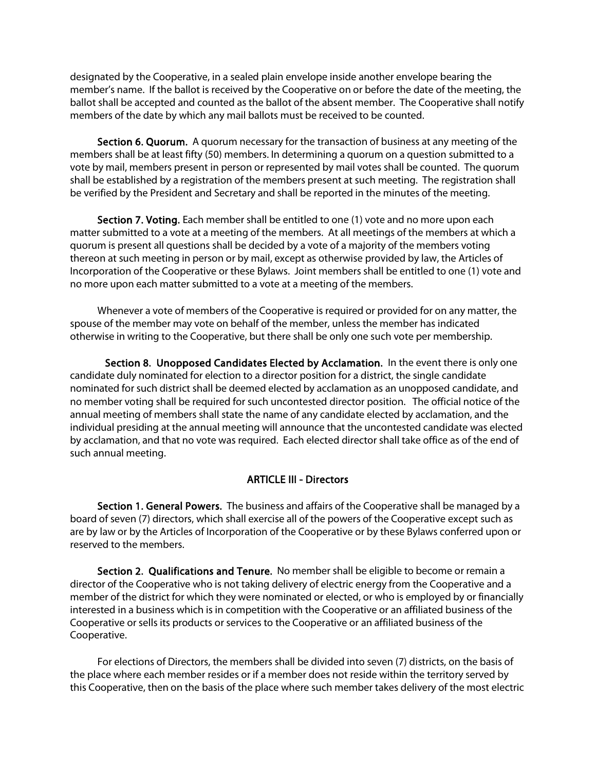designated by the Cooperative, in a sealed plain envelope inside another envelope bearing the member's name. If the ballot is received by the Cooperative on or before the date of the meeting, the ballot shall be accepted and counted as the ballot of the absent member. The Cooperative shall notify members of the date by which any mail ballots must be received to be counted.

**Section 6. Quorum.** A quorum necessary for the transaction of business at any meeting of the members shall be at least fifty (50) members. In determining a quorum on a question submitted to a vote by mail, members present in person or represented by mail votes shall be counted. The quorum shall be established by a registration of the members present at such meeting. The registration shall be verified by the President and Secretary and shall be reported in the minutes of the meeting.

**Section 7. Voting.** Each member shall be entitled to one (1) vote and no more upon each matter submitted to a vote at a meeting of the members. At all meetings of the members at which a quorum is present all questions shall be decided by a vote of a majority of the members voting thereon at such meeting in person or by mail, except as otherwise provided by law, the Articles of Incorporation of the Cooperative or these Bylaws. Joint members shall be entitled to one (1) vote and no more upon each matter submitted to a vote at a meeting of the members.

Whenever a vote of members of the Cooperative is required or provided for on any matter, the spouse of the member may vote on behalf of the member, unless the member has indicated otherwise in writing to the Cooperative, but there shall be only one such vote per membership.

**Section 8. Unopposed Candidates Elected by Acclamation.** In the event there is only one candidate duly nominated for election to a director position for a district, the single candidate nominated for such district shall be deemed elected by acclamation as an unopposed candidate, and no member voting shall be required for such uncontested director position. The official notice of the annual meeting of members shall state the name of any candidate elected by acclamation, and the individual presiding at the annual meeting will announce that the uncontested candidate was elected by acclamation, and that no vote was required. Each elected director shall take office as of the end of such annual meeting.

## ARTICLE III - Directors

**Section 1. General Powers.** The business and affairs of the Cooperative shall be managed by a board of seven (7) directors, which shall exercise all of the powers of the Cooperative except such as are by law or by the Articles of Incorporation of the Cooperative or by these Bylaws conferred upon or reserved to the members.

**Section 2. Qualifications and Tenure.** No member shall be eligible to become or remain a director of the Cooperative who is not taking delivery of electric energy from the Cooperative and a member of the district for which they were nominated or elected, or who is employed by or financially interested in a business which is in competition with the Cooperative or an affiliated business of the Cooperative or sells its products or services to the Cooperative or an affiliated business of the Cooperative.

For elections of Directors, the members shall be divided into seven (7) districts, on the basis of the place where each member resides or if a member does not reside within the territory served by this Cooperative, then on the basis of the place where such member takes delivery of the most electric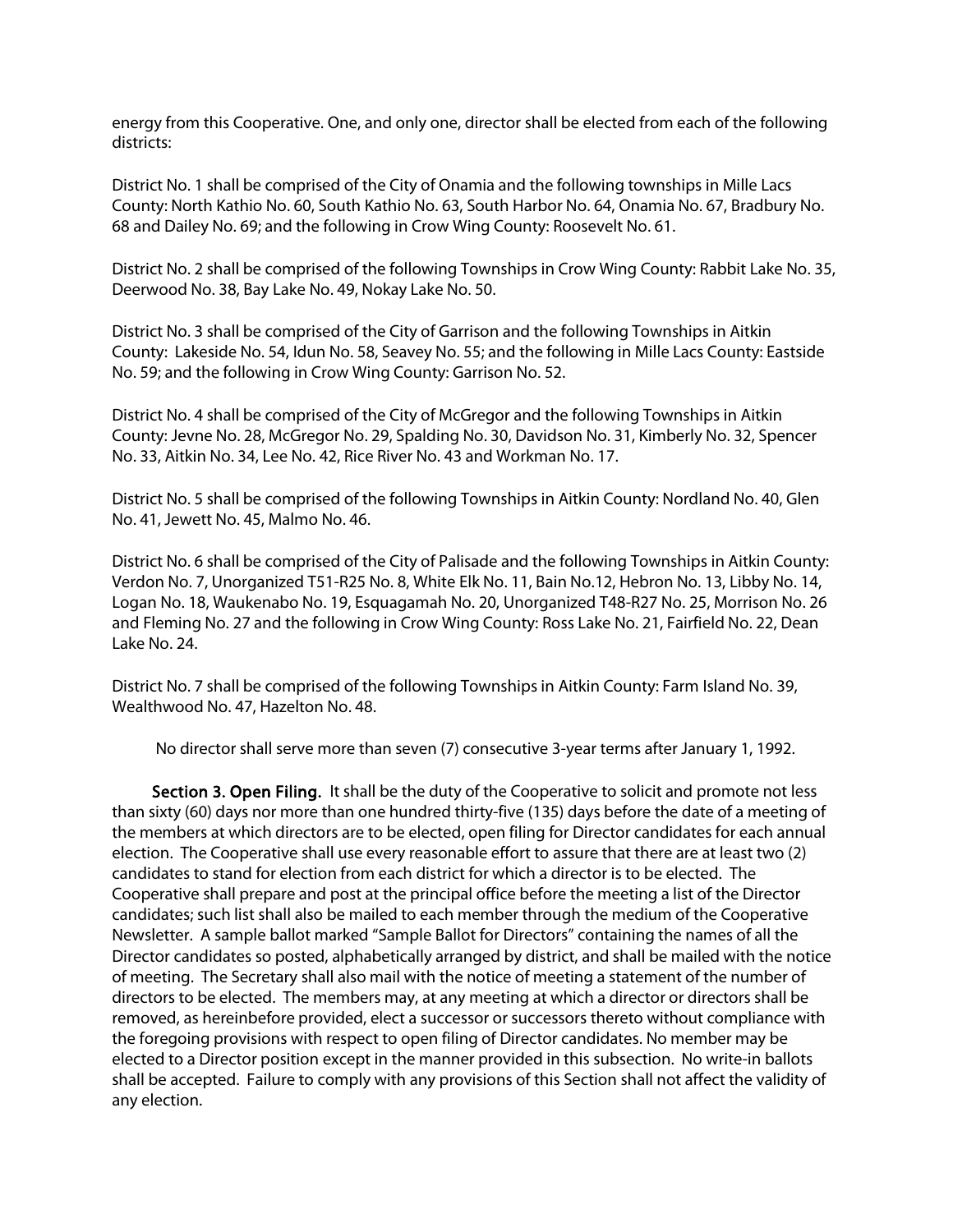energy from this Cooperative. One, and only one, director shall be elected from each of the following districts:

District No. 1 shall be comprised of the City of Onamia and the following townships in Mille Lacs County: North Kathio No. 60, South Kathio No. 63, South Harbor No. 64, Onamia No. 67, Bradbury No. 68 and Dailey No. 69; and the following in Crow Wing County: Roosevelt No. 61.

District No. 2 shall be comprised of the following Townships in Crow Wing County: Rabbit Lake No. 35, Deerwood No. 38, Bay Lake No. 49, Nokay Lake No. 50.

District No. 3 shall be comprised of the City of Garrison and the following Townships in Aitkin County: Lakeside No. 54, Idun No. 58, Seavey No. 55; and the following in Mille Lacs County: Eastside No. 59; and the following in Crow Wing County: Garrison No. 52.

District No. 4 shall be comprised of the City of McGregor and the following Townships in Aitkin County: Jevne No. 28, McGregor No. 29, Spalding No. 30, Davidson No. 31, Kimberly No. 32, Spencer No. 33, Aitkin No. 34, Lee No. 42, Rice River No. 43 and Workman No. 17.

District No. 5 shall be comprised of the following Townships in Aitkin County: Nordland No. 40, Glen No. 41, Jewett No. 45, Malmo No. 46.

District No. 6 shall be comprised of the City of Palisade and the following Townships in Aitkin County: Verdon No. 7, Unorganized T51-R25 No. 8, White Elk No. 11, Bain No.12, Hebron No. 13, Libby No. 14, Logan No. 18, Waukenabo No. 19, Esquagamah No. 20, Unorganized T48-R27 No. 25, Morrison No. 26 and Fleming No. 27 and the following in Crow Wing County: Ross Lake No. 21, Fairfield No. 22, Dean Lake No. 24.

District No. 7 shall be comprised of the following Townships in Aitkin County: Farm Island No. 39, Wealthwood No. 47, Hazelton No. 48.

No director shall serve more than seven (7) consecutive 3-year terms after January 1, 1992.

**Section 3. Open Filing.** It shall be the duty of the Cooperative to solicit and promote not less than sixty (60) days nor more than one hundred thirty-five (135) days before the date of a meeting of the members at which directors are to be elected, open filing for Director candidates for each annual election. The Cooperative shall use every reasonable effort to assure that there are at least two (2) candidates to stand for election from each district for which a director is to be elected. The Cooperative shall prepare and post at the principal office before the meeting a list of the Director candidates; such list shall also be mailed to each member through the medium of the Cooperative Newsletter. A sample ballot marked "Sample Ballot for Directors" containing the names of all the Director candidates so posted, alphabetically arranged by district, and shall be mailed with the notice of meeting. The Secretary shall also mail with the notice of meeting a statement of the number of directors to be elected. The members may, at any meeting at which a director or directors shall be removed, as hereinbefore provided, elect a successor or successors thereto without compliance with the foregoing provisions with respect to open filing of Director candidates. No member may be elected to a Director position except in the manner provided in this subsection. No write-in ballots shall be accepted. Failure to comply with any provisions of this Section shall not affect the validity of any election.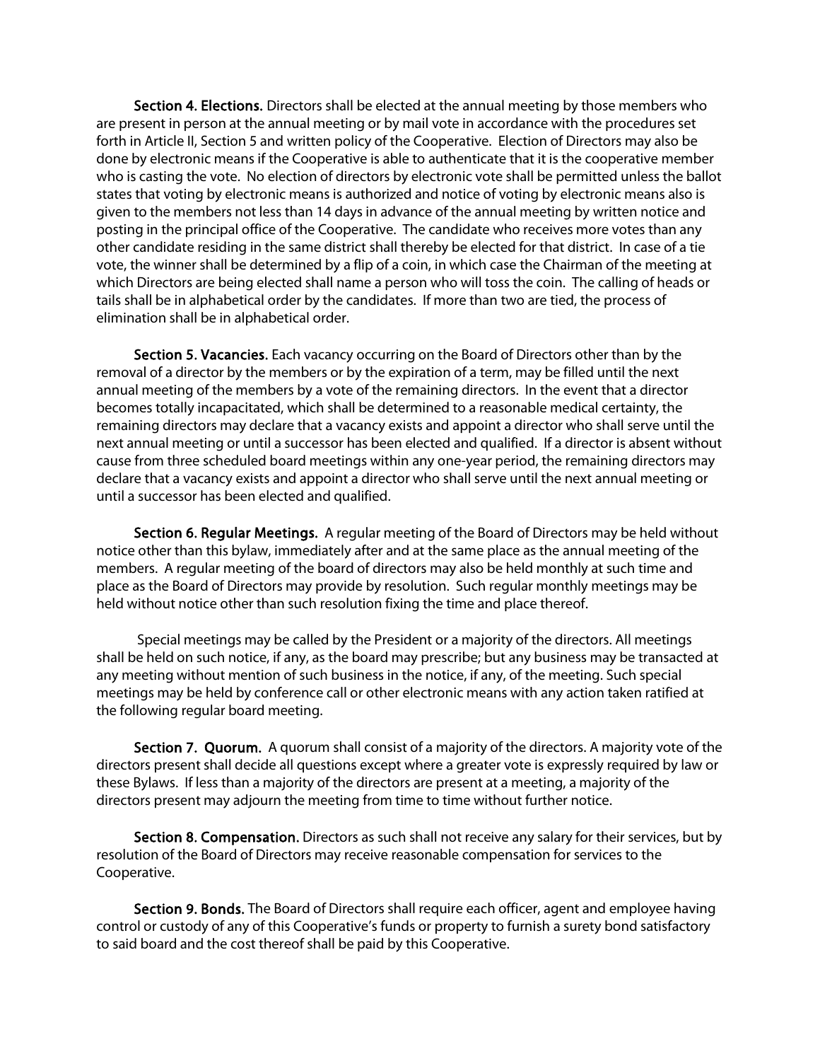**Section 4. Elections.** Directors shall be elected at the annual meeting by those members who are present in person at the annual meeting or by mail vote in accordance with the procedures set forth in Article II, Section 5 and written policy of the Cooperative. Election of Directors may also be done by electronic means if the Cooperative is able to authenticate that it is the cooperative member who is casting the vote. No election of directors by electronic vote shall be permitted unless the ballot states that voting by electronic means is authorized and notice of voting by electronic means also is given to the members not less than 14 days in advance of the annual meeting by written notice and posting in the principal office of the Cooperative. The candidate who receives more votes than any other candidate residing in the same district shall thereby be elected for that district. In case of a tie vote, the winner shall be determined by a flip of a coin, in which case the Chairman of the meeting at which Directors are being elected shall name a person who will toss the coin. The calling of heads or tails shall be in alphabetical order by the candidates. If more than two are tied, the process of elimination shall be in alphabetical order.

**Section 5. Vacancies.** Each vacancy occurring on the Board of Directors other than by the removal of a director by the members or by the expiration of a term, may be filled until the next annual meeting of the members by a vote of the remaining directors. In the event that a director becomes totally incapacitated, which shall be determined to a reasonable medical certainty, the remaining directors may declare that a vacancy exists and appoint a director who shall serve until the next annual meeting or until a successor has been elected and qualified. If a director is absent without cause from three scheduled board meetings within any one-year period, the remaining directors may declare that a vacancy exists and appoint a director who shall serve until the next annual meeting or until a successor has been elected and qualified.

**Section 6. Regular Meetings.** A regular meeting of the Board of Directors may be held without notice other than this bylaw, immediately after and at the same place as the annual meeting of the members. A regular meeting of the board of directors may also be held monthly at such time and place as the Board of Directors may provide by resolution. Such regular monthly meetings may be held without notice other than such resolution fixing the time and place thereof.

Special meetings may be called by the President or a majority of the directors. All meetings shall be held on such notice, if any, as the board may prescribe; but any business may be transacted at any meeting without mention of such business in the notice, if any, of the meeting. Such special meetings may be held by conference call or other electronic means with any action taken ratified at the following regular board meeting.

**Section 7. Quorum.** A quorum shall consist of a majority of the directors. A majority vote of the directors present shall decide all questions except where a greater vote is expressly required by law or these Bylaws. If less than a majority of the directors are present at a meeting, a majority of the directors present may adjourn the meeting from time to time without further notice.

**Section 8. Compensation.** Directors as such shall not receive any salary for their services, but by resolution of the Board of Directors may receive reasonable compensation for services to the Cooperative.

**Section 9. Bonds.** The Board of Directors shall require each officer, agent and employee having control or custody of any of this Cooperative's funds or property to furnish a surety bond satisfactory to said board and the cost thereof shall be paid by this Cooperative.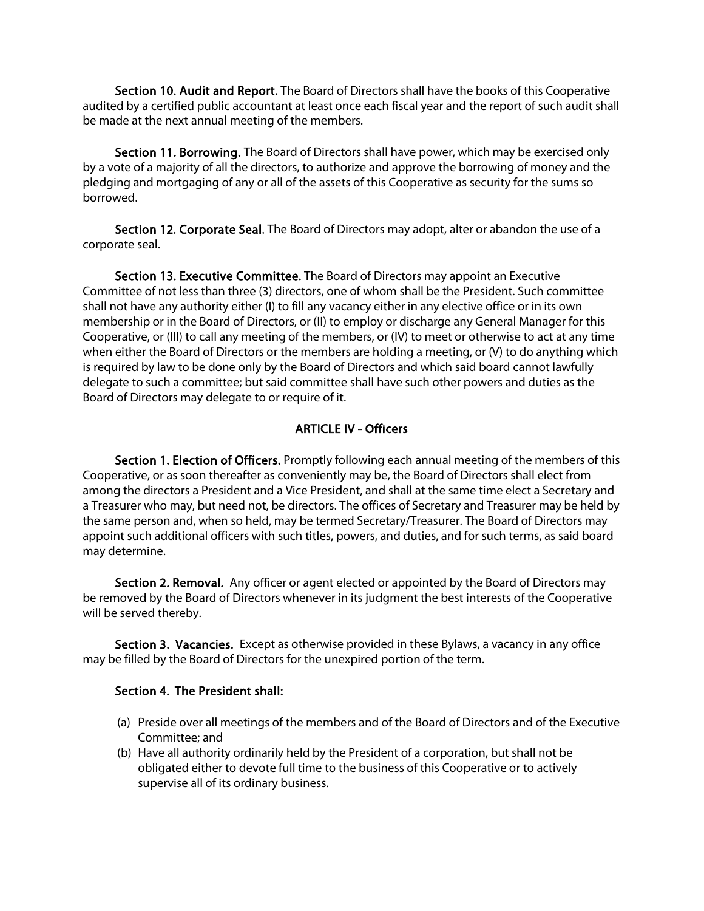**Section 10. Audit and Report.** The Board of Directors shall have the books of this Cooperative audited by a certified public accountant at least once each fiscal year and the report of such audit shall be made at the next annual meeting of the members.

**Section 11. Borrowing.** The Board of Directors shall have power, which may be exercised only by a vote of a majority of all the directors, to authorize and approve the borrowing of money and the pledging and mortgaging of any or all of the assets of this Cooperative as security for the sums so borrowed.

**Section 12. Corporate Seal.** The Board of Directors may adopt, alter or abandon the use of a corporate seal.

**Section 13. Executive Committee.** The Board of Directors may appoint an Executive Committee of not less than three (3) directors, one of whom shall be the President. Such committee shall not have any authority either (I) to fill any vacancy either in any elective office or in its own membership or in the Board of Directors, or (II) to employ or discharge any General Manager for this Cooperative, or (III) to call any meeting of the members, or (IV) to meet or otherwise to act at any time when either the Board of Directors or the members are holding a meeting, or (V) to do anything which is required by law to be done only by the Board of Directors and which said board cannot lawfully delegate to such a committee; but said committee shall have such other powers and duties as the Board of Directors may delegate to or require of it.

## ARTICLE IV - Officers

**Section 1. Election of Officers.** Promptly following each annual meeting of the members of this Cooperative, or as soon thereafter as conveniently may be, the Board of Directors shall elect from among the directors a President and a Vice President, and shall at the same time elect a Secretary and a Treasurer who may, but need not, be directors. The offices of Secretary and Treasurer may be held by the same person and, when so held, may be termed Secretary/Treasurer. The Board of Directors may appoint such additional officers with such titles, powers, and duties, and for such terms, as said board may determine.

**Section 2. Removal.** Any officer or agent elected or appointed by the Board of Directors may be removed by the Board of Directors whenever in its judgment the best interests of the Cooperative will be served thereby.

**Section 3. Vacancies.** Except as otherwise provided in these Bylaws, a vacancy in any office may be filled by the Board of Directors for the unexpired portion of the term.

**Section 4. The President shall:**

(a) Preside over all meetings of the members and of the Board of Directors and of the Executive Committee; and

(b) Have all authority ordinarily held by the President of a corporation, but shall not be obligated either to devote full time to the business of this Cooperative or to actively supervise all of its ordinary business.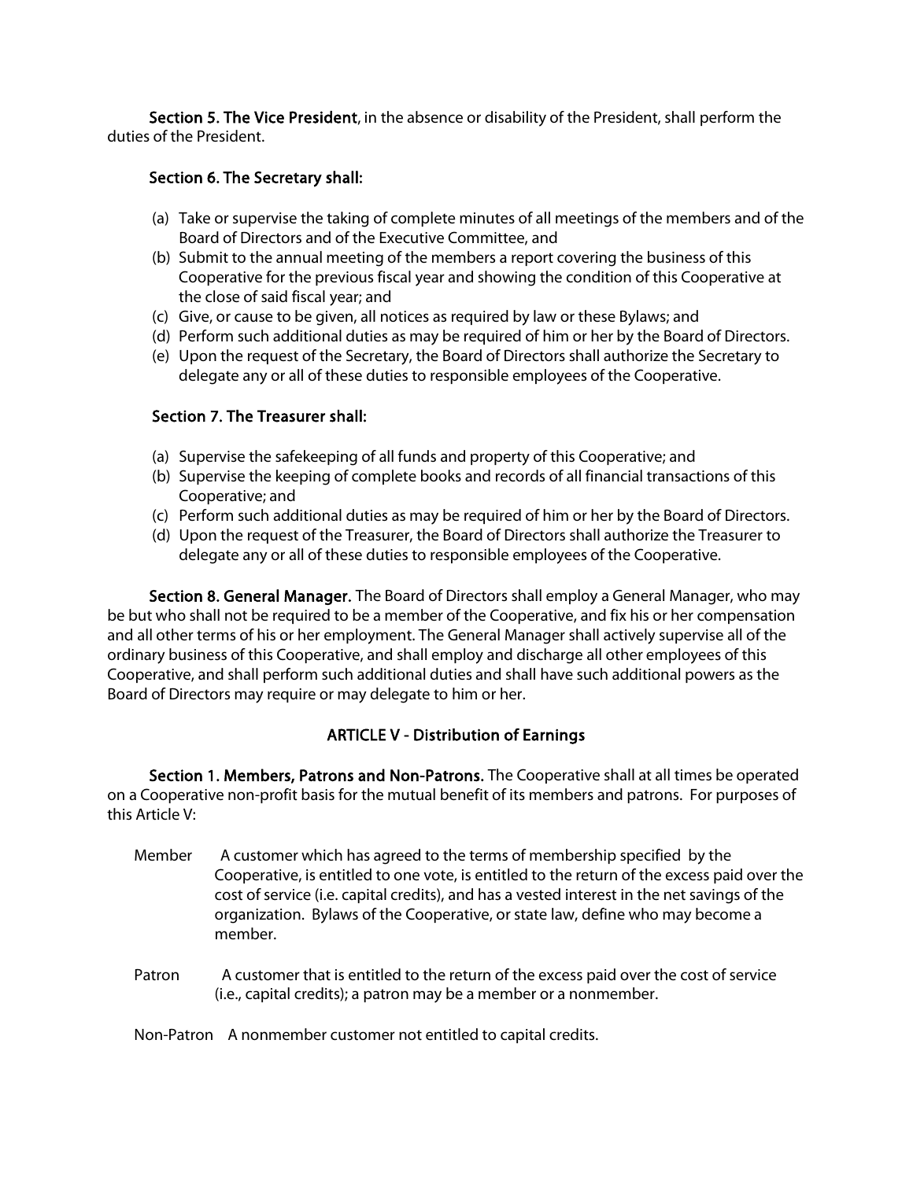**Section 5. The Vice President**, in the absence or disability of the President, shall perform the duties of the President.

**Section 6. The Secretary shall:**

(a) Take or supervise the taking of complete minutes of all meetings of the members and of the Board of Directors and of the Executive Committee, and
(b) Submit to the annual meeting of the members a report covering the business of this Cooperative for the previous fiscal year and showing the condition of this Cooperative at the close of said fiscal year; and
(c) Give, or cause to be given, all notices as required by law or these Bylaws; and
(d) Perform such additional duties as may be required of him or her by the Board of Directors.
(e) Upon the request of the Secretary, the Board of Directors shall authorize the Secretary to delegate any or all of these duties to responsible employees of the Cooperative.

**Section 7. The Treasurer shall:**

(a) Supervise the safekeeping of all funds and property of this Cooperative; and
(b) Supervise the keeping of complete books and records of all financial transactions of this Cooperative; and
(c) Perform such additional duties as may be required of him or her by the Board of Directors.
(d) Upon the request of the Treasurer, the Board of Directors shall authorize the Treasurer to delegate any or all of these duties to responsible employees of the Cooperative.

**Section 8. General Manager.** The Board of Directors shall employ a General Manager, who may be but who shall not be required to be a member of the Cooperative, and fix his or her compensation and all other terms of his or her employment. The General Manager shall actively supervise all of the ordinary business of this Cooperative, and shall employ and discharge all other employees of this Cooperative, and shall perform such additional duties and shall have such additional powers as the Board of Directors may require or may delegate to him or her.

## ARTICLE V - Distribution of Earnings

**Section 1. Members, Patrons and Non-Patrons.** The Cooperative shall at all times be operated on a Cooperative non-profit basis for the mutual benefit of its members and patrons. For purposes of this Article V:

Member — A customer which has agreed to the terms of membership specified by the Cooperative, is entitled to one vote, is entitled to the return of the excess paid over the cost of service (i.e. capital credits), and has a vested interest in the net savings of the organization. Bylaws of the Cooperative, or state law, define who may become a member.

Patron — A customer that is entitled to the return of the excess paid over the cost of service (i.e., capital credits); a patron may be a member or a nonmember.

Non-Patron — A nonmember customer not entitled to capital credits.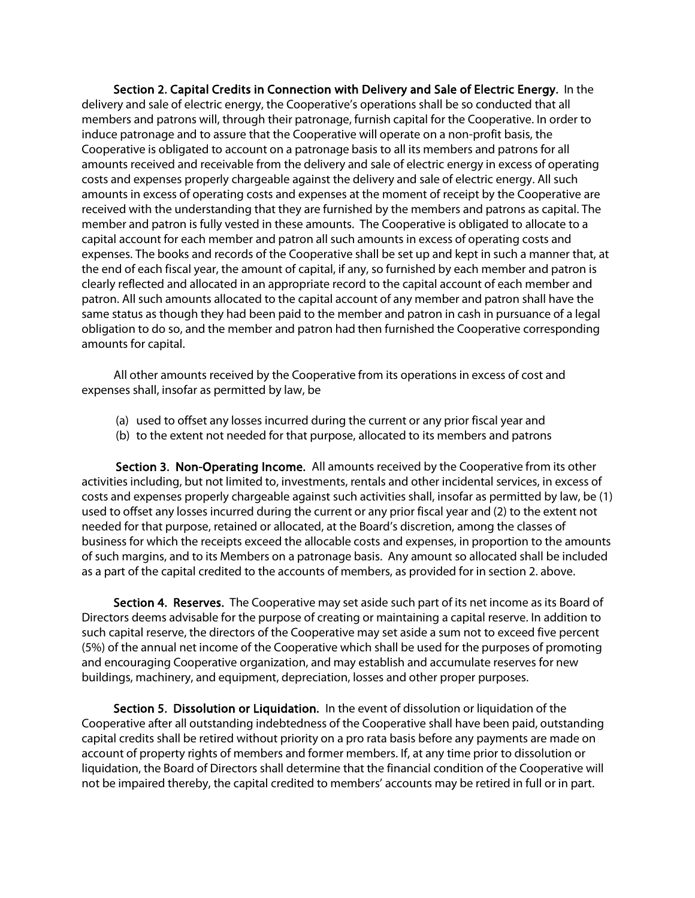**Section 2. Capital Credits in Connection with Delivery and Sale of Electric Energy.** In the delivery and sale of electric energy, the Cooperative's operations shall be so conducted that all members and patrons will, through their patronage, furnish capital for the Cooperative. In order to induce patronage and to assure that the Cooperative will operate on a non-profit basis, the Cooperative is obligated to account on a patronage basis to all its members and patrons for all amounts received and receivable from the delivery and sale of electric energy in excess of operating costs and expenses properly chargeable against the delivery and sale of electric energy. All such amounts in excess of operating costs and expenses at the moment of receipt by the Cooperative are received with the understanding that they are furnished by the members and patrons as capital. The member and patron is fully vested in these amounts. The Cooperative is obligated to allocate to a capital account for each member and patron all such amounts in excess of operating costs and expenses. The books and records of the Cooperative shall be set up and kept in such a manner that, at the end of each fiscal year, the amount of capital, if any, so furnished by each member and patron is clearly reflected and allocated in an appropriate record to the capital account of each member and patron. All such amounts allocated to the capital account of any member and patron shall have the same status as though they had been paid to the member and patron in cash in pursuance of a legal obligation to do so, and the member and patron had then furnished the Cooperative corresponding amounts for capital.

All other amounts received by the Cooperative from its operations in excess of cost and expenses shall, insofar as permitted by law, be

(a) used to offset any losses incurred during the current or any prior fiscal year and
(b) to the extent not needed for that purpose, allocated to its members and patrons

**Section 3. Non-Operating Income.** All amounts received by the Cooperative from its other activities including, but not limited to, investments, rentals and other incidental services, in excess of costs and expenses properly chargeable against such activities shall, insofar as permitted by law, be (1) used to offset any losses incurred during the current or any prior fiscal year and (2) to the extent not needed for that purpose, retained or allocated, at the Board's discretion, among the classes of business for which the receipts exceed the allocable costs and expenses, in proportion to the amounts of such margins, and to its Members on a patronage basis. Any amount so allocated shall be included as a part of the capital credited to the accounts of members, as provided for in section 2. above.

**Section 4. Reserves.** The Cooperative may set aside such part of its net income as its Board of Directors deems advisable for the purpose of creating or maintaining a capital reserve. In addition to such capital reserve, the directors of the Cooperative may set aside a sum not to exceed five percent (5%) of the annual net income of the Cooperative which shall be used for the purposes of promoting and encouraging Cooperative organization, and may establish and accumulate reserves for new buildings, machinery, and equipment, depreciation, losses and other proper purposes.

**Section 5. Dissolution or Liquidation.** In the event of dissolution or liquidation of the Cooperative after all outstanding indebtedness of the Cooperative shall have been paid, outstanding capital credits shall be retired without priority on a pro rata basis before any payments are made on account of property rights of members and former members. If, at any time prior to dissolution or liquidation, the Board of Directors shall determine that the financial condition of the Cooperative will not be impaired thereby, the capital credited to members' accounts may be retired in full or in part.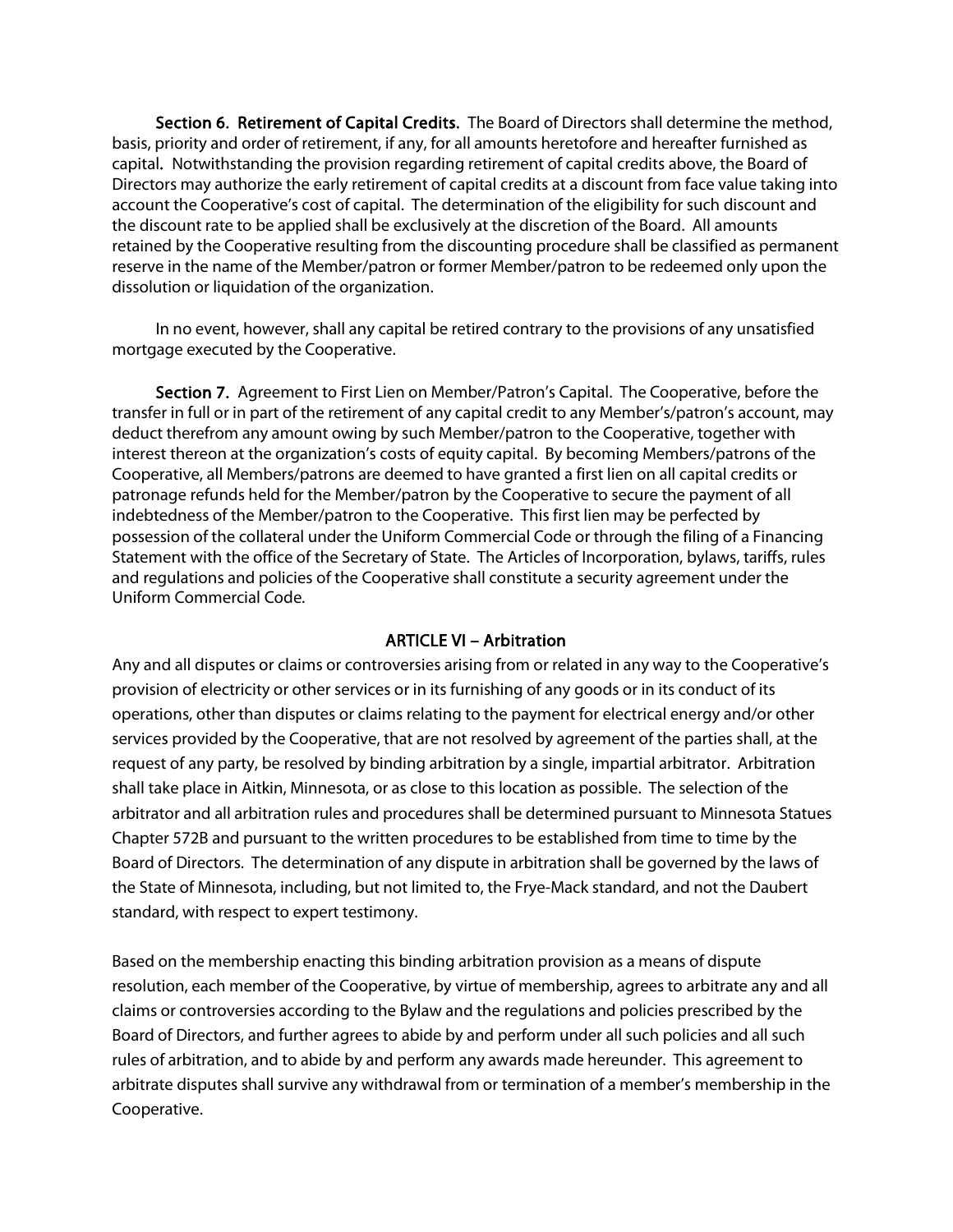**Section 6. Retirement of Capital Credits.** The Board of Directors shall determine the method, basis, priority and order of retirement, if any, for all amounts heretofore and hereafter furnished as capital. Notwithstanding the provision regarding retirement of capital credits above, the Board of Directors may authorize the early retirement of capital credits at a discount from face value taking into account the Cooperative's cost of capital. The determination of the eligibility for such discount and the discount rate to be applied shall be exclusively at the discretion of the Board. All amounts retained by the Cooperative resulting from the discounting procedure shall be classified as permanent reserve in the name of the Member/patron or former Member/patron to be redeemed only upon the dissolution or liquidation of the organization.

In no event, however, shall any capital be retired contrary to the provisions of any unsatisfied mortgage executed by the Cooperative.

**Section 7.** Agreement to First Lien on Member/Patron's Capital. The Cooperative, before the transfer in full or in part of the retirement of any capital credit to any Member's/patron's account, may deduct therefrom any amount owing by such Member/patron to the Cooperative, together with interest thereon at the organization's costs of equity capital. By becoming Members/patrons of the Cooperative, all Members/patrons are deemed to have granted a first lien on all capital credits or patronage refunds held for the Member/patron by the Cooperative to secure the payment of all indebtedness of the Member/patron to the Cooperative. This first lien may be perfected by possession of the collateral under the Uniform Commercial Code or through the filing of a Financing Statement with the office of the Secretary of State. The Articles of Incorporation, bylaws, tariffs, rules and regulations and policies of the Cooperative shall constitute a security agreement under the Uniform Commercial Code.

## ARTICLE VI – Arbitration

Any and all disputes or claims or controversies arising from or related in any way to the Cooperative's provision of electricity or other services or in its furnishing of any goods or in its conduct of its operations, other than disputes or claims relating to the payment for electrical energy and/or other services provided by the Cooperative, that are not resolved by agreement of the parties shall, at the request of any party, be resolved by binding arbitration by a single, impartial arbitrator. Arbitration shall take place in Aitkin, Minnesota, or as close to this location as possible. The selection of the arbitrator and all arbitration rules and procedures shall be determined pursuant to Minnesota Statues Chapter 572B and pursuant to the written procedures to be established from time to time by the Board of Directors. The determination of any dispute in arbitration shall be governed by the laws of the State of Minnesota, including, but not limited to, the Frye-Mack standard, and not the Daubert standard, with respect to expert testimony.

Based on the membership enacting this binding arbitration provision as a means of dispute resolution, each member of the Cooperative, by virtue of membership, agrees to arbitrate any and all claims or controversies according to the Bylaw and the regulations and policies prescribed by the Board of Directors, and further agrees to abide by and perform under all such policies and all such rules of arbitration, and to abide by and perform any awards made hereunder. This agreement to arbitrate disputes shall survive any withdrawal from or termination of a member's membership in the Cooperative.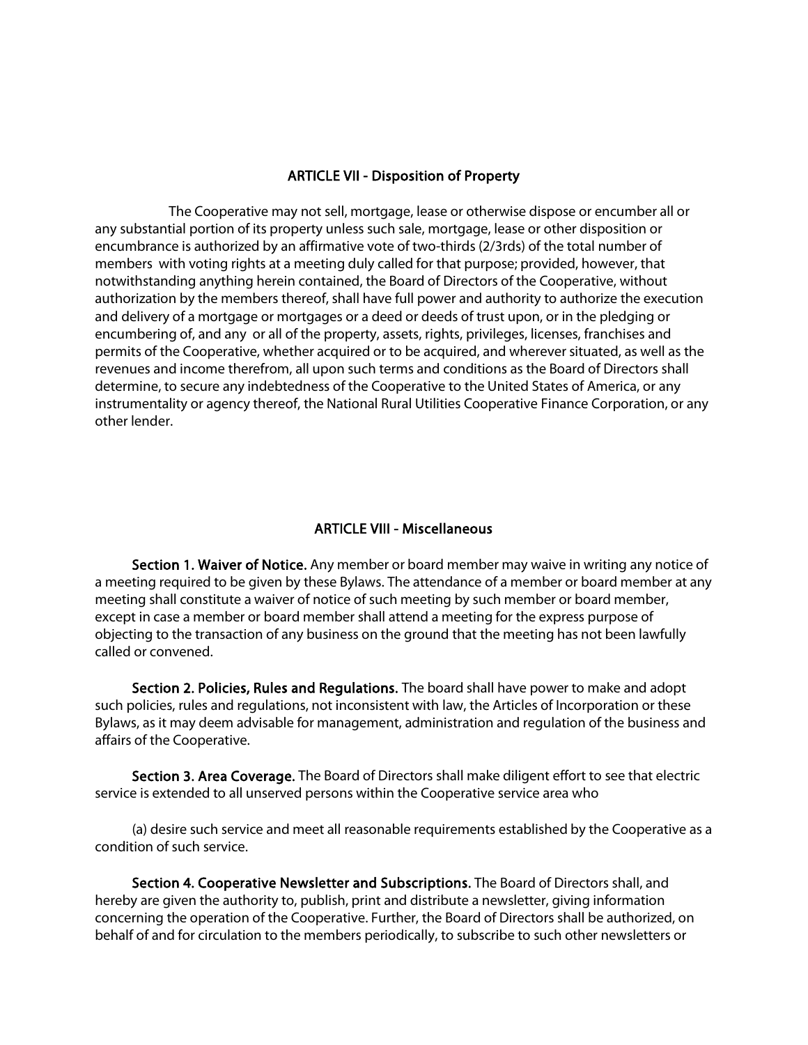## ARTICLE VII - Disposition of Property

The Cooperative may not sell, mortgage, lease or otherwise dispose or encumber all or any substantial portion of its property unless such sale, mortgage, lease or other disposition or encumbrance is authorized by an affirmative vote of two-thirds (2/3rds) of the total number of members with voting rights at a meeting duly called for that purpose; provided, however, that notwithstanding anything herein contained, the Board of Directors of the Cooperative, without authorization by the members thereof, shall have full power and authority to authorize the execution and delivery of a mortgage or mortgages or a deed or deeds of trust upon, or in the pledging or encumbering of, and any or all of the property, assets, rights, privileges, licenses, franchises and permits of the Cooperative, whether acquired or to be acquired, and wherever situated, as well as the revenues and income therefrom, all upon such terms and conditions as the Board of Directors shall determine, to secure any indebtedness of the Cooperative to the United States of America, or any instrumentality or agency thereof, the National Rural Utilities Cooperative Finance Corporation, or any other lender.

## ARTICLE VIII - Miscellaneous

**Section 1. Waiver of Notice.** Any member or board member may waive in writing any notice of a meeting required to be given by these Bylaws. The attendance of a member or board member at any meeting shall constitute a waiver of notice of such meeting by such member or board member, except in case a member or board member shall attend a meeting for the express purpose of objecting to the transaction of any business on the ground that the meeting has not been lawfully called or convened.

**Section 2. Policies, Rules and Regulations.** The board shall have power to make and adopt such policies, rules and regulations, not inconsistent with law, the Articles of Incorporation or these Bylaws, as it may deem advisable for management, administration and regulation of the business and affairs of the Cooperative.

**Section 3. Area Coverage.** The Board of Directors shall make diligent effort to see that electric service is extended to all unserved persons within the Cooperative service area who

(a) desire such service and meet all reasonable requirements established by the Cooperative as a condition of such service.

**Section 4. Cooperative Newsletter and Subscriptions.** The Board of Directors shall, and hereby are given the authority to, publish, print and distribute a newsletter, giving information concerning the operation of the Cooperative. Further, the Board of Directors shall be authorized, on behalf of and for circulation to the members periodically, to subscribe to such other newsletters or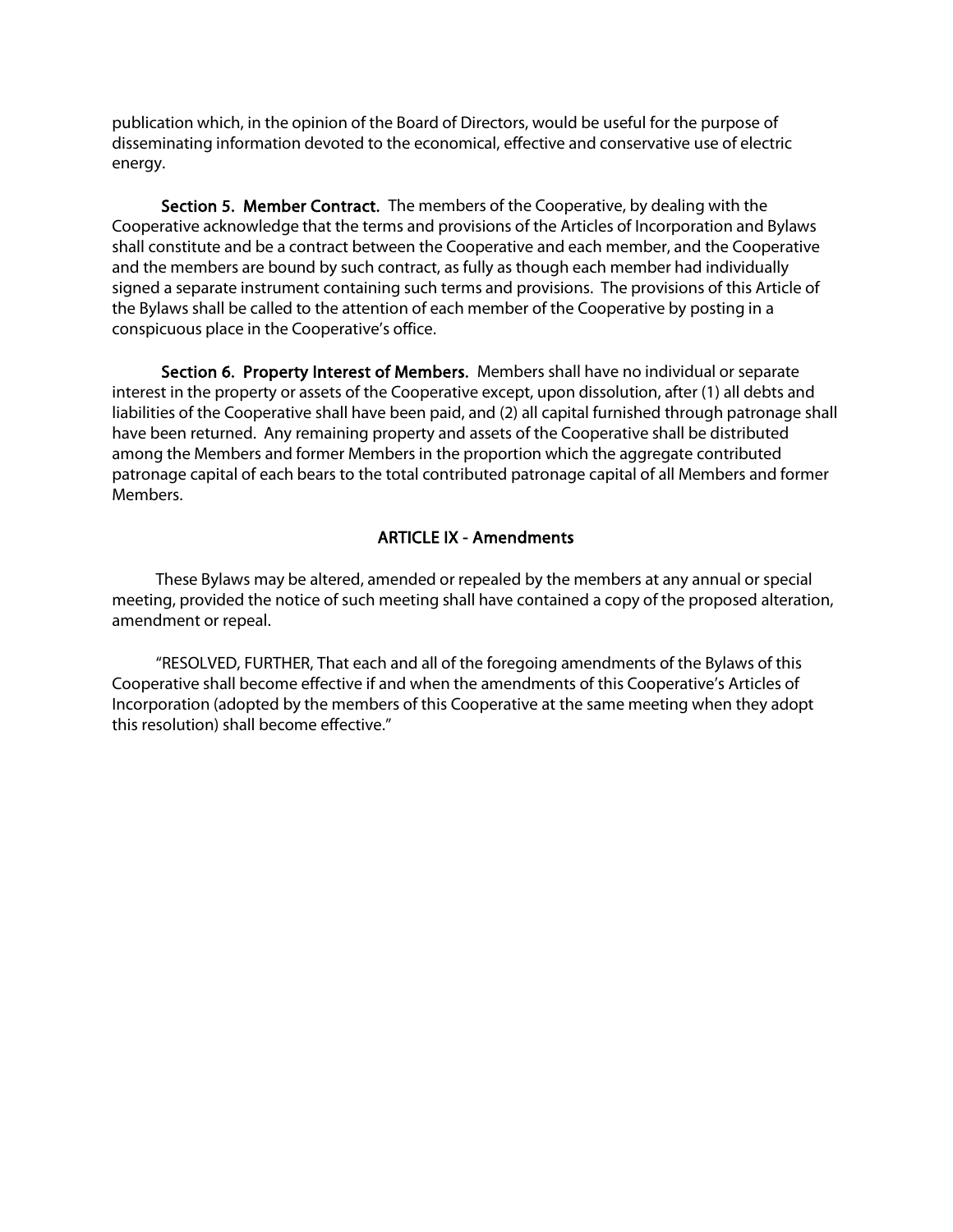publication which, in the opinion of the Board of Directors, would be useful for the purpose of disseminating information devoted to the economical, effective and conservative use of electric energy.

**Section 5. Member Contract.** The members of the Cooperative, by dealing with the Cooperative acknowledge that the terms and provisions of the Articles of Incorporation and Bylaws shall constitute and be a contract between the Cooperative and each member, and the Cooperative and the members are bound by such contract, as fully as though each member had individually signed a separate instrument containing such terms and provisions. The provisions of this Article of the Bylaws shall be called to the attention of each member of the Cooperative by posting in a conspicuous place in the Cooperative's office.

**Section 6. Property Interest of Members.** Members shall have no individual or separate interest in the property or assets of the Cooperative except, upon dissolution, after (1) all debts and liabilities of the Cooperative shall have been paid, and (2) all capital furnished through patronage shall have been returned. Any remaining property and assets of the Cooperative shall be distributed among the Members and former Members in the proportion which the aggregate contributed patronage capital of each bears to the total contributed patronage capital of all Members and former Members.

## ARTICLE IX - Amendments

These Bylaws may be altered, amended or repealed by the members at any annual or special meeting, provided the notice of such meeting shall have contained a copy of the proposed alteration, amendment or repeal.

"RESOLVED, FURTHER, That each and all of the foregoing amendments of the Bylaws of this Cooperative shall become effective if and when the amendments of this Cooperative's Articles of Incorporation (adopted by the members of this Cooperative at the same meeting when they adopt this resolution) shall become effective."